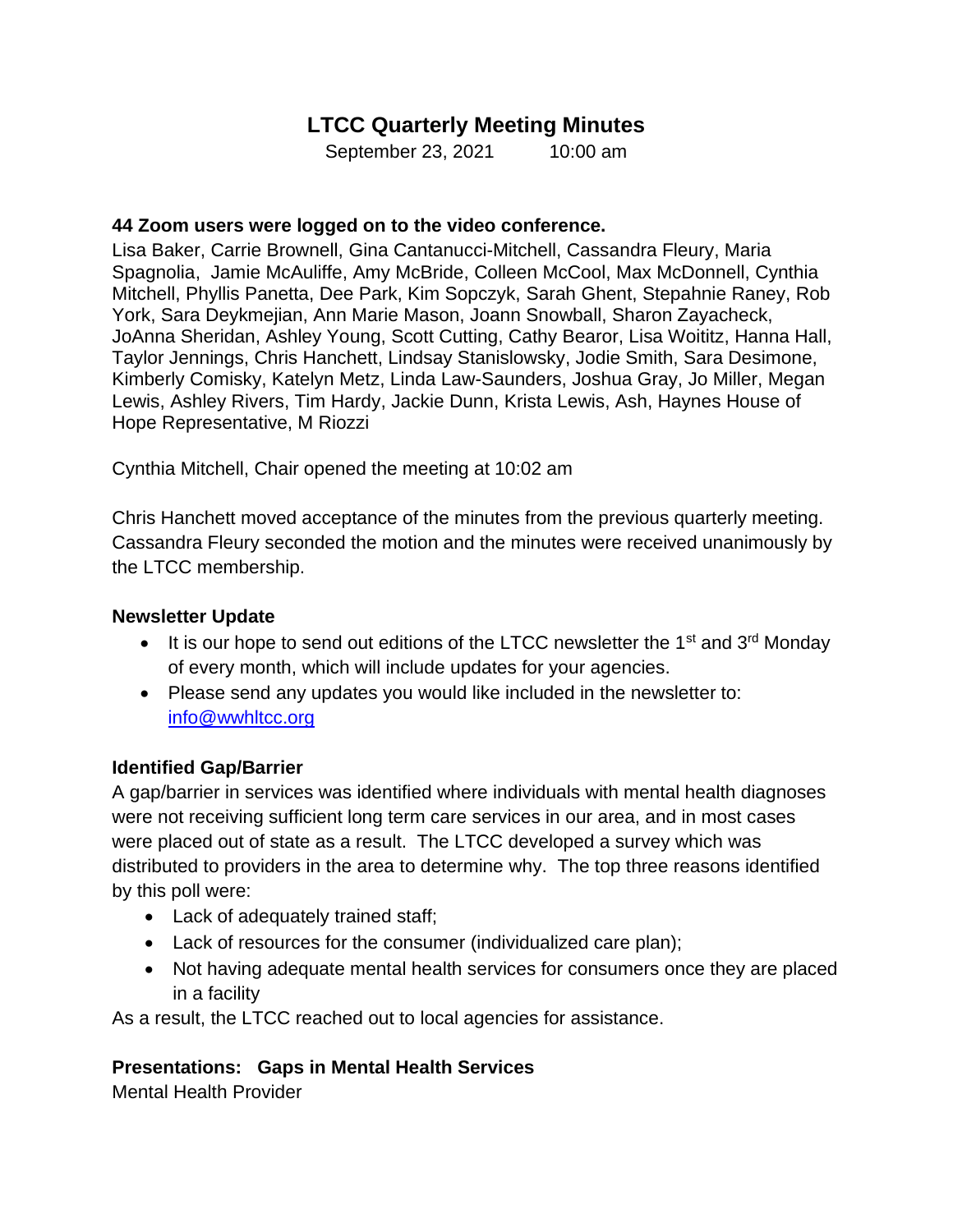# LTCC Quarterly Meeting Minutes

September 23, 2021 10:00 am

**44 Zoom users were logged on to the video conference.**

Lisa Baker, Carrie Brownell, Gina Cantanucci-Mitchell, Cassandra Fleury, Maria Spagnolia, Jamie McAuliffe, Amy McBride, Colleen McCool, Max McDonnell, Cynthia Mitchell, Phyllis Panetta, Dee Park, Kim Sopczyk, Sarah Ghent, Stepahnie Raney, Rob York, Sara Deykmejian, Ann Marie Mason, Joann Snowball, Sharon Zayacheck, JoAnna Sheridan, Ashley Young, Scott Cutting, Cathy Bearor, Lisa Woititz, Hanna Hall, Taylor Jennings, Chris Hanchett, Lindsay Stanislowsky, Jodie Smith, Sara Desimone, Kimberly Comisky, Katelyn Metz, Linda Law-Saunders, Joshua Gray, Jo Miller, Megan Lewis, Ashley Rivers, Tim Hardy, Jackie Dunn, Krista Lewis, Ash, Haynes House of Hope Representative, M Riozzi

Cynthia Mitchell, Chair opened the meeting at 10:02 am

Chris Hanchett moved acceptance of the minutes from the previous quarterly meeting. Cassandra Fleury seconded the motion and the minutes were received unanimously by the LTCC membership.

**Newsletter Update**

- It is our hope to send out editions of the LTCC newsletter the 1st and 3rd Monday of every month, which will include updates for your agencies.
- Please send any updates you would like included in the newsletter to: info@wwhltcc.org

**Identified Gap/Barrier**

A gap/barrier in services was identified where individuals with mental health diagnoses were not receiving sufficient long term care services in our area, and in most cases were placed out of state as a result. The LTCC developed a survey which was distributed to providers in the area to determine why. The top three reasons identified by this poll were:

- Lack of adequately trained staff;
- Lack of resources for the consumer (individualized care plan);
- Not having adequate mental health services for consumers once they are placed in a facility

As a result, the LTCC reached out to local agencies for assistance.

**Presentations: Gaps in Mental Health Services**

Mental Health Provider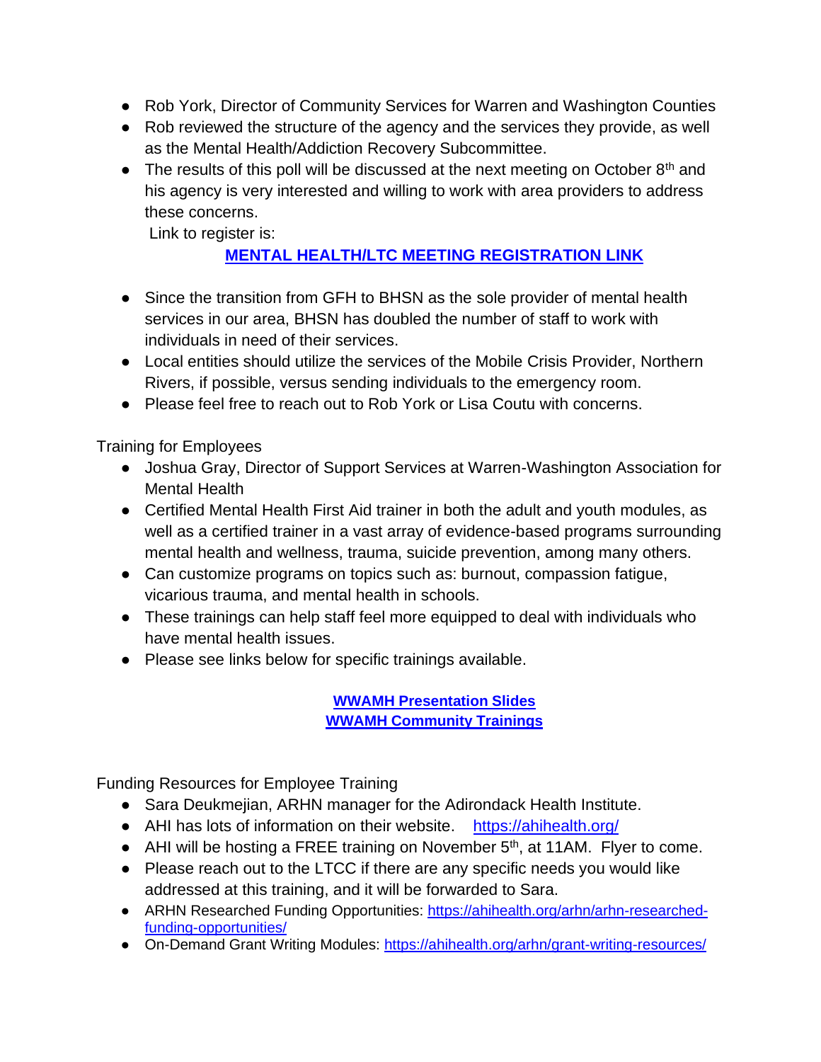- Rob York, Director of Community Services for Warren and Washington Counties
- Rob reviewed the structure of the agency and the services they provide, as well as the Mental Health/Addiction Recovery Subcommittee.
- The results of this poll will be discussed at the next meeting on October 8th and his agency is very interested and willing to work with area providers to address these concerns.
  Link to register is:

  **MENTAL HEALTH/LTC MEETING REGISTRATION LINK**

- Since the transition from GFH to BHSN as the sole provider of mental health services in our area, BHSN has doubled the number of staff to work with individuals in need of their services.
- Local entities should utilize the services of the Mobile Crisis Provider, Northern Rivers, if possible, versus sending individuals to the emergency room.
- Please feel free to reach out to Rob York or Lisa Coutu with concerns.

Training for Employees

- Joshua Gray, Director of Support Services at Warren-Washington Association for Mental Health
- Certified Mental Health First Aid trainer in both the adult and youth modules, as well as a certified trainer in a vast array of evidence-based programs surrounding mental health and wellness, trauma, suicide prevention, among many others.
- Can customize programs on topics such as: burnout, compassion fatigue, vicarious trauma, and mental health in schools.
- These trainings can help staff feel more equipped to deal with individuals who have mental health issues.
- Please see links below for specific trainings available.

**WWAMH Presentation Slides**
**WWAMH Community Trainings**

Funding Resources for Employee Training

- Sara Deukmejian, ARHN manager for the Adirondack Health Institute.
- AHI has lots of information on their website. https://ahihealth.org/
- AHI will be hosting a FREE training on November 5th, at 11AM. Flyer to come.
- Please reach out to the LTCC if there are any specific needs you would like addressed at this training, and it will be forwarded to Sara.
- ARHN Researched Funding Opportunities: https://ahihealth.org/arhn/arhn-researched-funding-opportunities/
- On-Demand Grant Writing Modules: https://ahihealth.org/arhn/grant-writing-resources/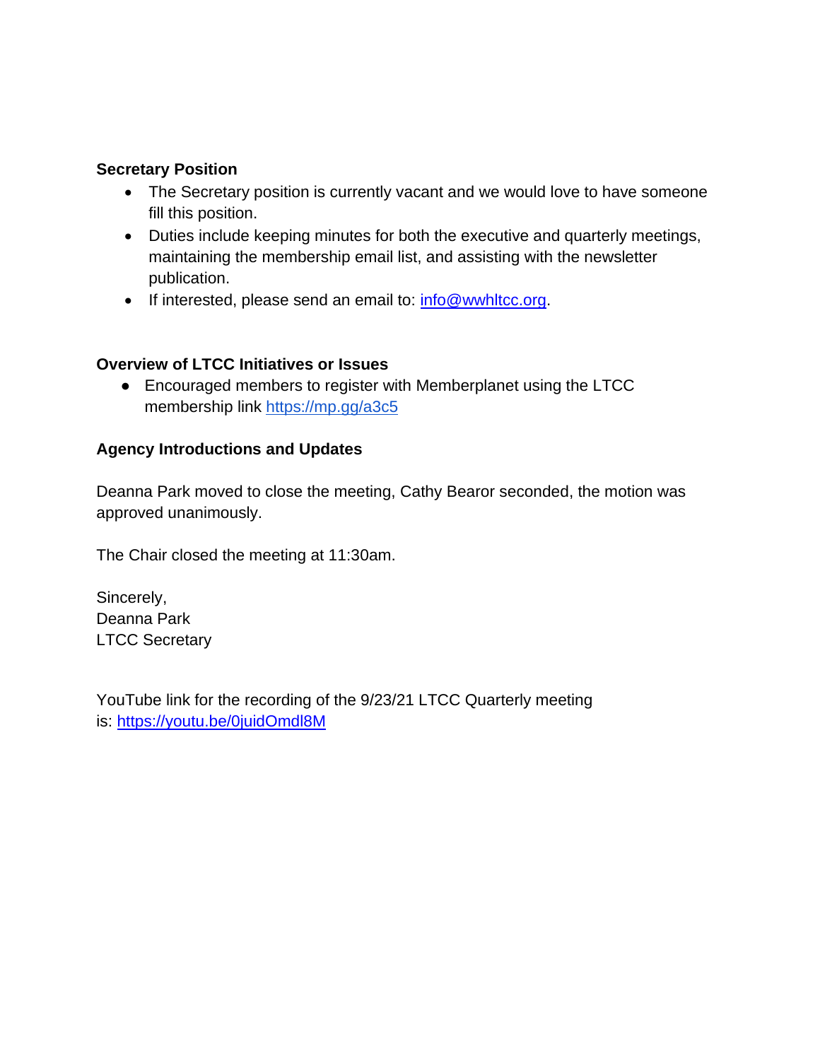**Secretary Position**

- The Secretary position is currently vacant and we would love to have someone fill this position.
- Duties include keeping minutes for both the executive and quarterly meetings, maintaining the membership email list, and assisting with the newsletter publication.
- If interested, please send an email to: info@wwhltcc.org.

**Overview of LTCC Initiatives or Issues**

- Encouraged members to register with Memberplanet using the LTCC membership link https://mp.gg/a3c5

**Agency Introductions and Updates**

Deanna Park moved to close the meeting, Cathy Bearor seconded, the motion was approved unanimously.

The Chair closed the meeting at 11:30am.

Sincerely,
Deanna Park
LTCC Secretary

YouTube link for the recording of the 9/23/21 LTCC Quarterly meeting is: https://youtu.be/0juidOmdl8M